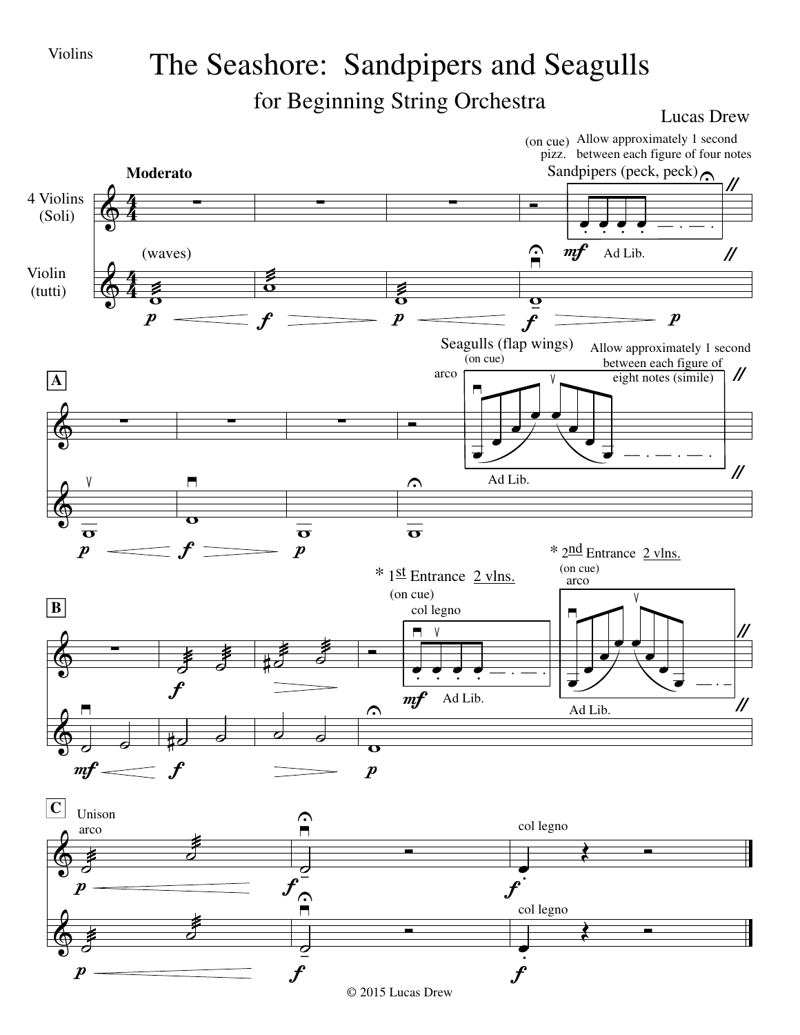Violins

# The Seashore: Sandpipers and Seagulls

## for Beginning String Orchestra

Lucas Drew

Moderato

4 Violins (Soli)

Violin (tutti)

(waves)

(on cue) pizz. Allow approximately 1 second between each figure of four notes

Sandpipers (peck, peck)

Ad Lib.

**A**

Seagulls (flap wings)

(on cue) arco

Allow approximately 1 second between each figure of eight notes (simile)

Ad Lib.

**B**

* 1st Entrance 2 vlns.

(on cue) col legno

Ad Lib.

* 2nd Entrance 2 vlns.

(on cue) arco

Ad Lib.

**C**

Unison arco

col legno

© 2015 Lucas Drew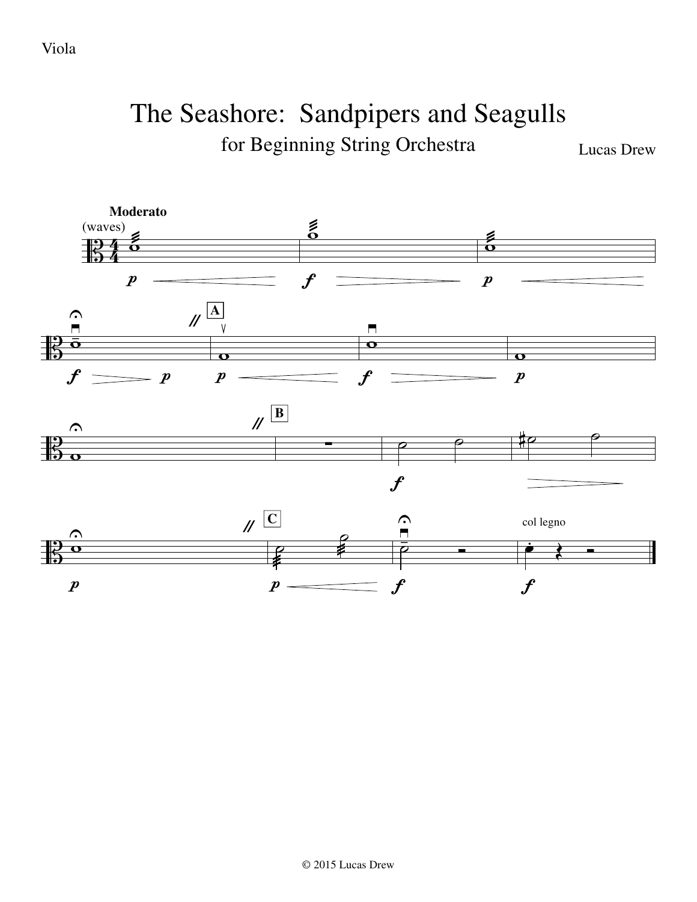Viola

# The Seashore: Sandpipers and Seagulls

for Beginning String Orchestra

Lucas Drew

**Moderato**

(waves)

© 2015 Lucas Drew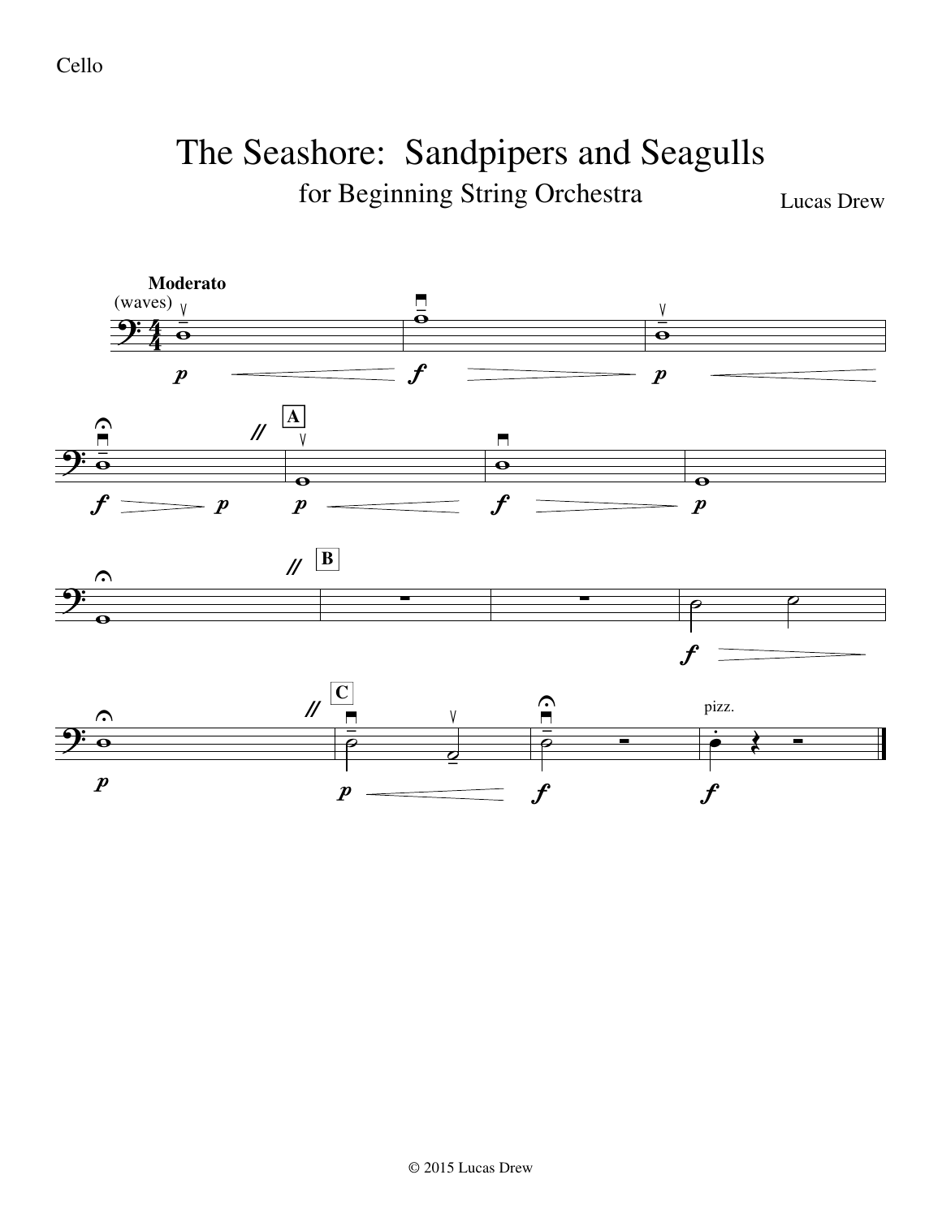Cello

# The Seashore: Sandpipers and Seagulls

for Beginning String Orchestra

Lucas Drew

© 2015 Lucas Drew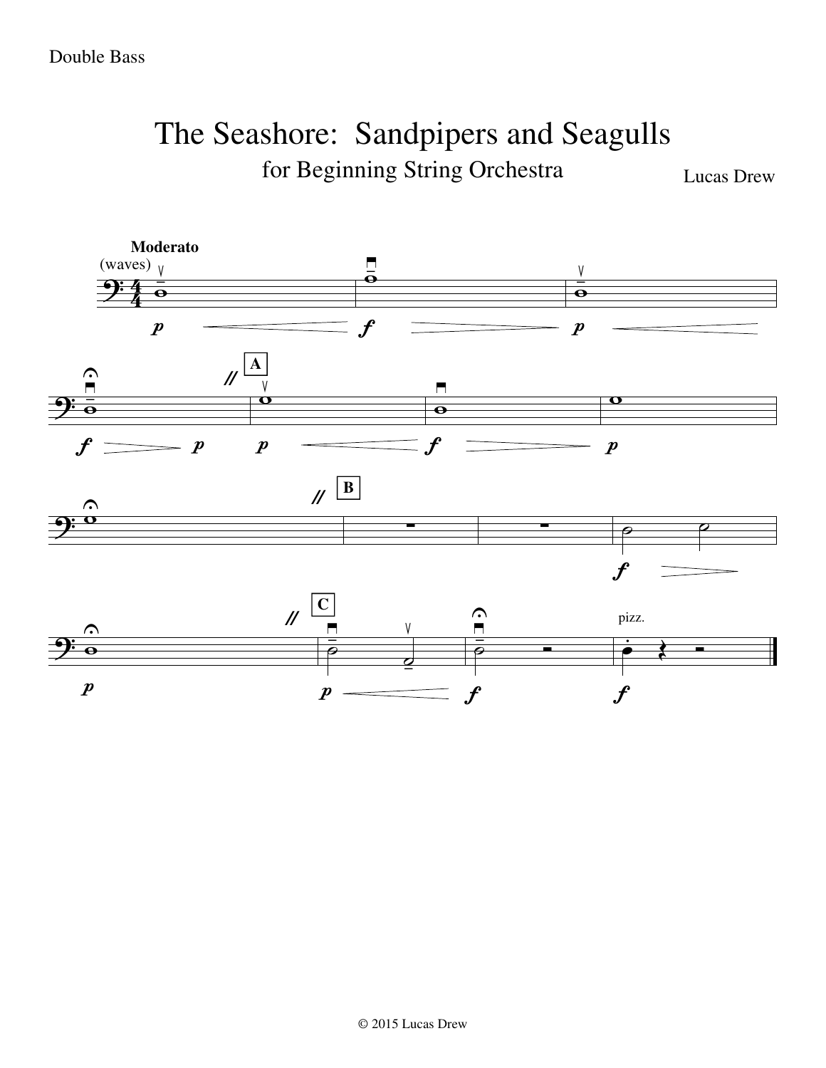Double Bass

# The Seashore: Sandpipers and Seagulls

## for Beginning String Orchestra

Lucas Drew

© 2015 Lucas Drew